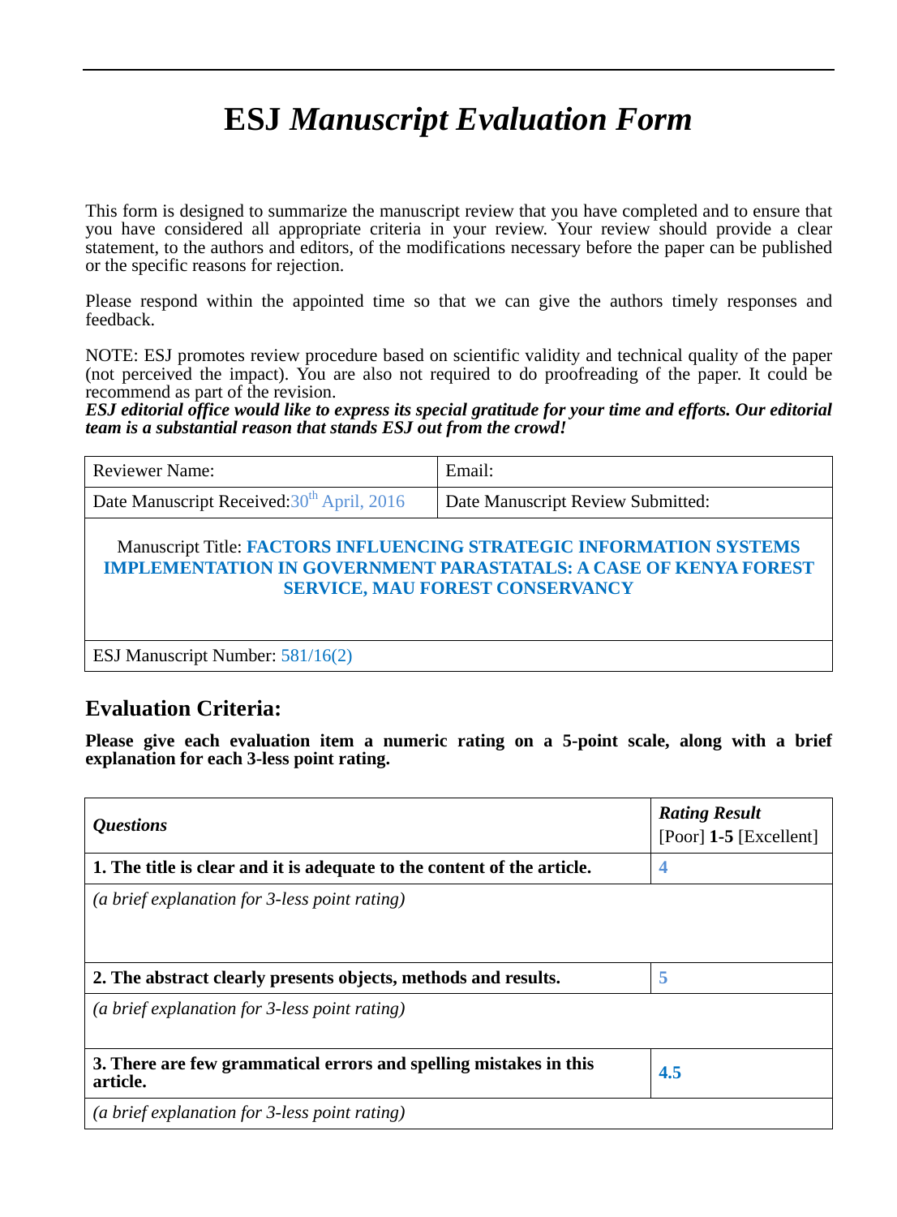# ESJ *Manuscript Evaluation Form*

This form is designed to summarize the manuscript review that you have completed and to ensure that you have considered all appropriate criteria in your review. Your review should provide a clear statement, to the authors and editors, of the modifications necessary before the paper can be published or the specific reasons for rejection.

Please respond within the appointed time so that we can give the authors timely responses and feedback.

NOTE: ESJ promotes review procedure based on scientific validity and technical quality of the paper (not perceived the impact). You are also not required to do proofreading of the paper. It could be recommend as part of the revision.

***ESJ editorial office would like to express its special gratitude for your time and efforts. Our editorial team is a substantial reason that stands ESJ out from the crowd!***

| Reviewer Name: | Email: |
|---|---|
| Date Manuscript Received: 30th April, 2016 | Date Manuscript Review Submitted: |
| Manuscript Title: **FACTORS INFLUENCING STRATEGIC INFORMATION SYSTEMS IMPLEMENTATION IN GOVERNMENT PARASTATALS: A CASE OF KENYA FOREST SERVICE, MAU FOREST CONSERVANCY** | |
| ESJ Manuscript Number: 581/16(2) | |

## Evaluation Criteria:

**Please give each evaluation item a numeric rating on a 5-point scale, along with a brief explanation for each 3-less point rating.**

| ***Questions*** | ***Rating Result*** [Poor] **1-5** [Excellent] |
|---|---|
| **1. The title is clear and it is adequate to the content of the article.** | **4** |
| *(a brief explanation for 3-less point rating)* | |
| **2. The abstract clearly presents objects, methods and results.** | **5** |
| *(a brief explanation for 3-less point rating)* | |
| **3. There are few grammatical errors and spelling mistakes in this article.** | **4.5** |
| *(a brief explanation for 3-less point rating)* | |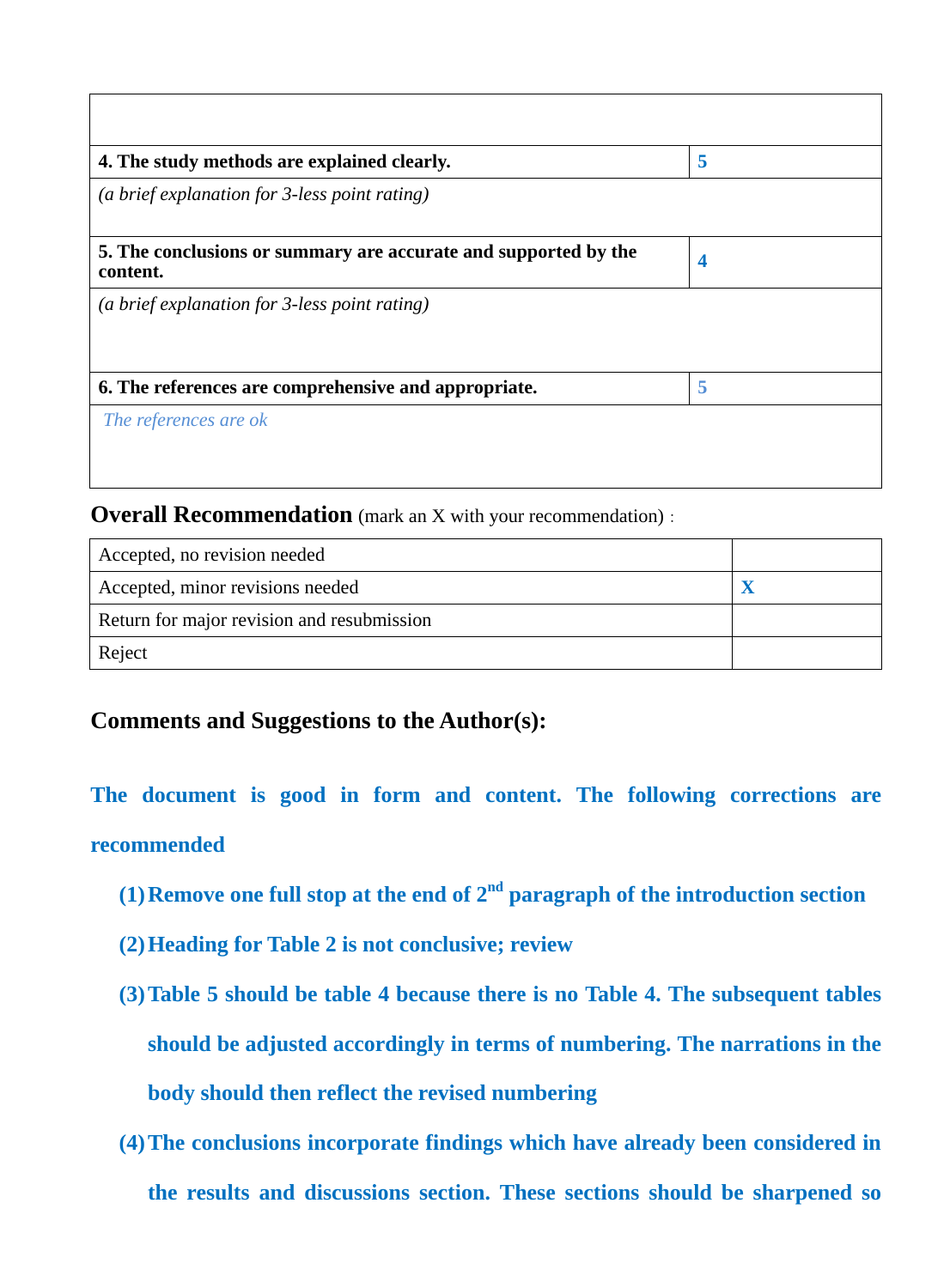| | |
|---|---|
| | |
| **4. The study methods are explained clearly.** | **5** |
| *(a brief explanation for 3-less point rating)* | |
| **5. The conclusions or summary are accurate and supported by the content.** | **4** |
| *(a brief explanation for 3-less point rating)* | |
| **6. The references are comprehensive and appropriate.** | **5** |
| *The references are ok* | |

**Overall Recommendation** (mark an X with your recommendation) :

| | |
|---|---|
| Accepted, no revision needed | |
| Accepted, minor revisions needed | **X** |
| Return for major revision and resubmission | |
| Reject | |

### Comments and Suggestions to the Author(s):

**The document is good in form and content. The following corrections are recommended**

1. **Remove one full stop at the end of 2nd paragraph of the introduction section**
2. **Heading for Table 2 is not conclusive; review**
3. **Table 5 should be table 4 because there is no Table 4. The subsequent tables should be adjusted accordingly in terms of numbering. The narrations in the body should then reflect the revised numbering**
4. **The conclusions incorporate findings which have already been considered in the results and discussions section. These sections should be sharpened so**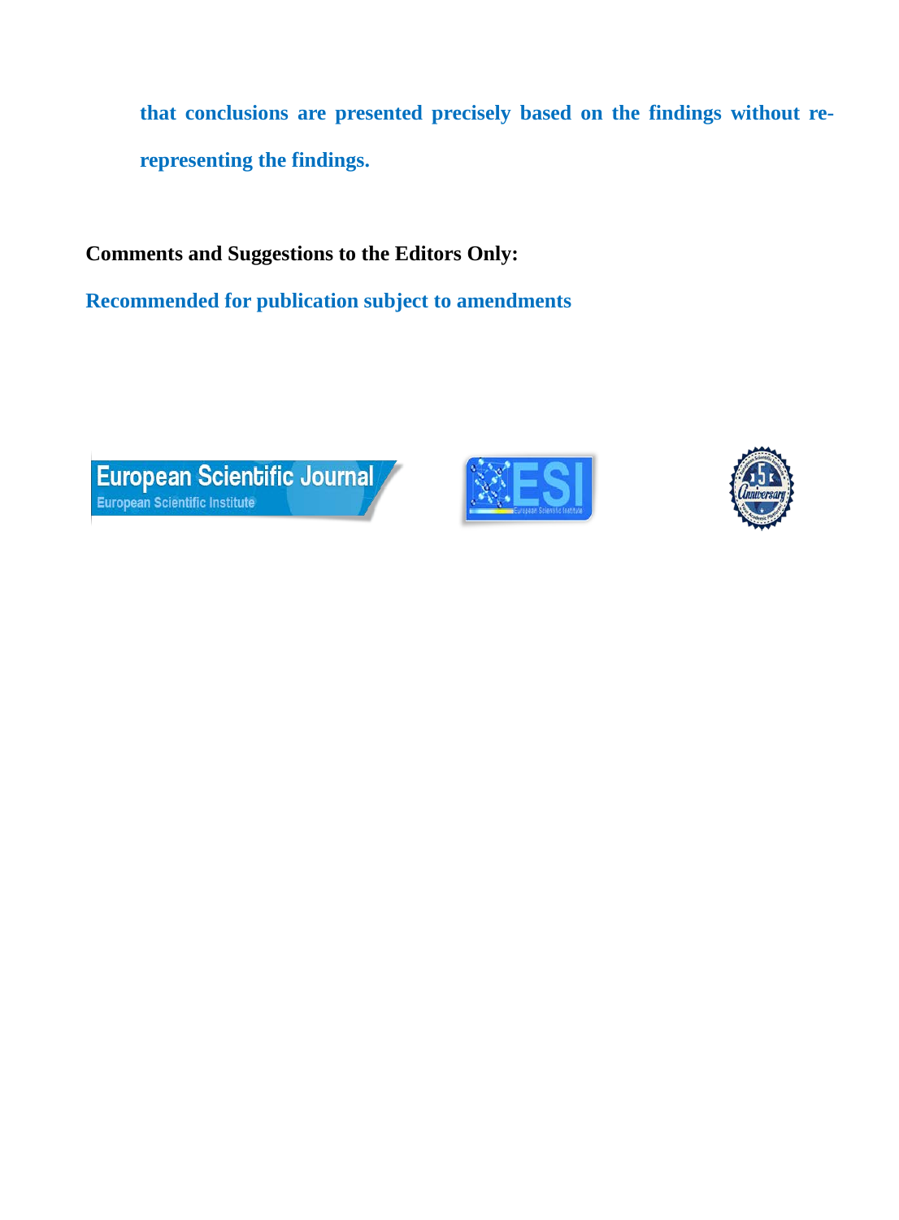that conclusions are presented precisely based on the findings without re-representing the findings.

**Comments and Suggestions to the Editors Only:**

**Recommended for publication subject to amendments**